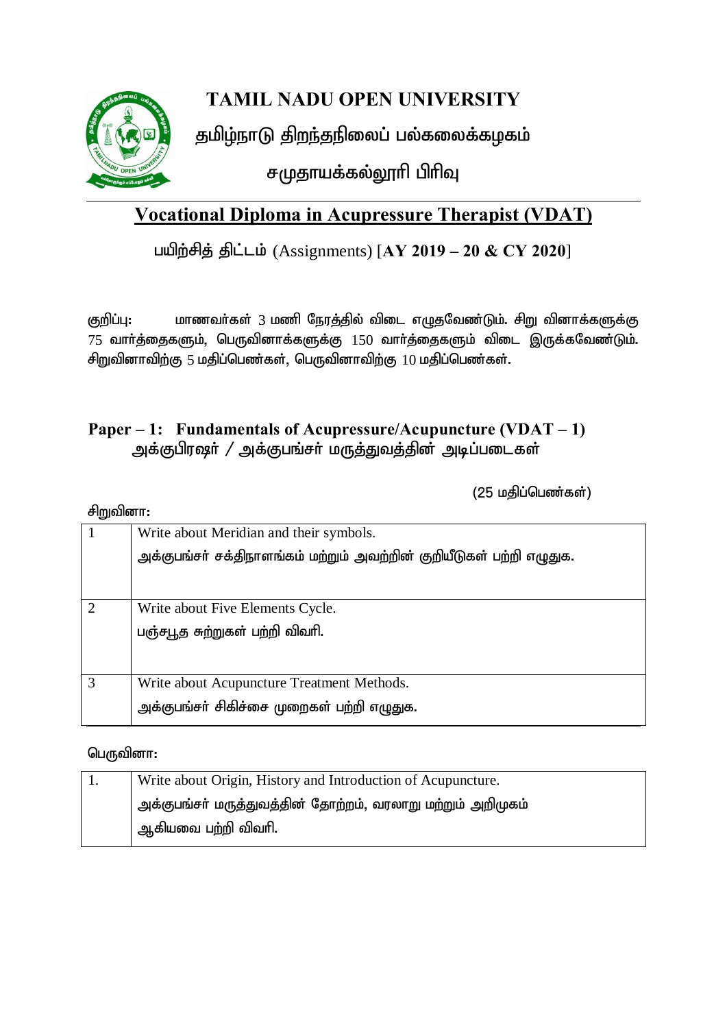# TAMIL NADU OPEN UNIVERSITY

## தமிழ்நாடு திறந்தநிலைப் பல்கலைக்கழகம்

### சமுதாயக்கல்லூரி பிரிவு

## Vocational Diploma in Acupressure Therapist (VDAT)

பயிற்சித் திட்டம் (Assignments) [**AY 2019 – 20 & CY 2020**]

குறிப்பு: மாணவர்கள் 3 மணி நேரத்தில் விடை எழுதவேண்டும். சிறு வினாக்களுக்கு 75 வார்த்தைகளும், பெருவினாக்களுக்கு 150 வார்த்தைகளும் விடை இருக்கவேண்டும். சிறுவினாவிற்கு 5 மதிப்பெண்கள், பெருவினாவிற்கு 10 மதிப்பெண்கள்.

### Paper – 1: Fundamentals of Acupressure/Acupuncture (VDAT – 1)
### அக்குபிரஷர் / அக்குபங்சர் மருத்துவத்தின் அடிப்படைகள்

(25 மதிப்பெண்கள்)

சிறுவினா:

| | |
|---|---|
| 1 | Write about Meridian and their symbols.<br>அக்குபங்சர் சக்திநாளங்கம் மற்றும் அவற்றின் குறியீடுகள் பற்றி எழுதுக. |
| 2 | Write about Five Elements Cycle.<br>பஞ்சபூத சுற்றுகள் பற்றி விவரி. |
| 3 | Write about Acupuncture Treatment Methods.<br>அக்குபங்சர் சிகிச்சை முறைகள் பற்றி எழுதுக. |

பெருவினா:

| | |
|---|---|
| 1. | Write about Origin, History and Introduction of Acupuncture.<br>அக்குபங்சர் மருத்துவத்தின் தோற்றம், வரலாறு மற்றும் அறிமுகம் ஆகியவை பற்றி விவரி. |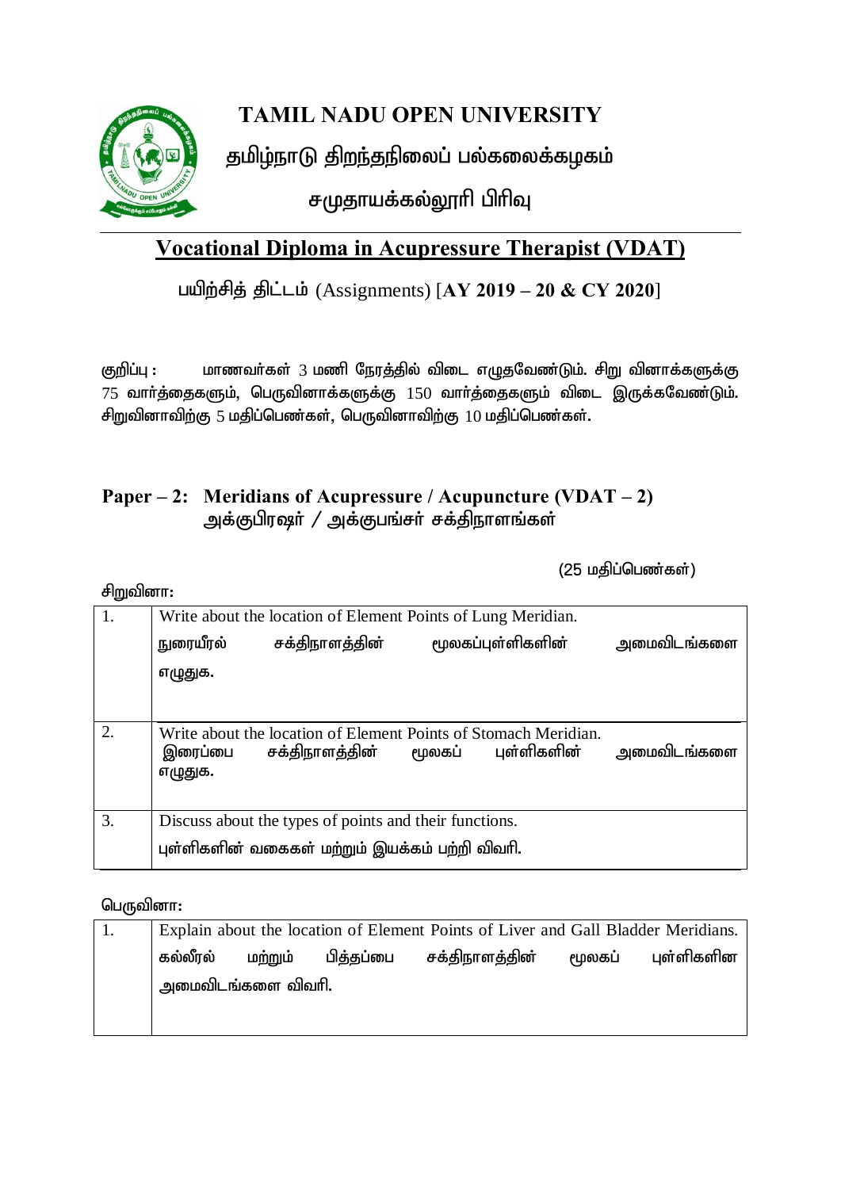# TAMIL NADU OPEN UNIVERSITY

## தமிழ்நாடு திறந்தநிலைப் பல்கலைக்கழகம்

### சமுதாயக்கல்லூரி பிரிவு

## Vocational Diploma in Acupressure Therapist (VDAT)

பயிற்சித் திட்டம் (Assignments) [**AY 2019 – 20 & CY 2020**]

குறிப்பு : மாணவர்கள் 3 மணி நேரத்தில் விடை எழுதவேண்டும். சிறு வினாக்களுக்கு 75 வார்த்தைகளும், பெருவினாக்களுக்கு 150 வார்த்தைகளும் விடை இருக்கவேண்டும். சிறுவினாவிற்கு 5 மதிப்பெண்கள், பெருவினாவிற்கு 10 மதிப்பெண்கள்.

### Paper – 2: Meridians of Acupressure / Acupuncture (VDAT – 2)
### அக்குபிரஷர் / அக்குபங்சர் சக்திநாளங்கள்

(25 மதிப்பெண்கள்)

சிறுவினா:

| | |
|---|---|
| 1. | Write about the location of Element Points of Lung Meridian.<br>நுரையீரல் சக்திநாளத்தின் மூலகப்புள்ளிகளின் அமைவிடங்களை எழுதுக. |
| 2. | Write about the location of Element Points of Stomach Meridian.<br>இரைப்பை சக்திநாளத்தின் மூலகப் புள்ளிகளின் அமைவிடங்களை எழுதுக. |
| 3. | Discuss about the types of points and their functions.<br>புள்ளிகளின் வகைகள் மற்றும் இயக்கம் பற்றி விவரி. |

பெருவினா:

| | |
|---|---|
| 1. | Explain about the location of Element Points of Liver and Gall Bladder Meridians.<br>கல்லீரல் மற்றும் பித்தப்பை சக்திநாளத்தின் மூலகப் புள்ளிகளின அமைவிடங்களை விவரி. |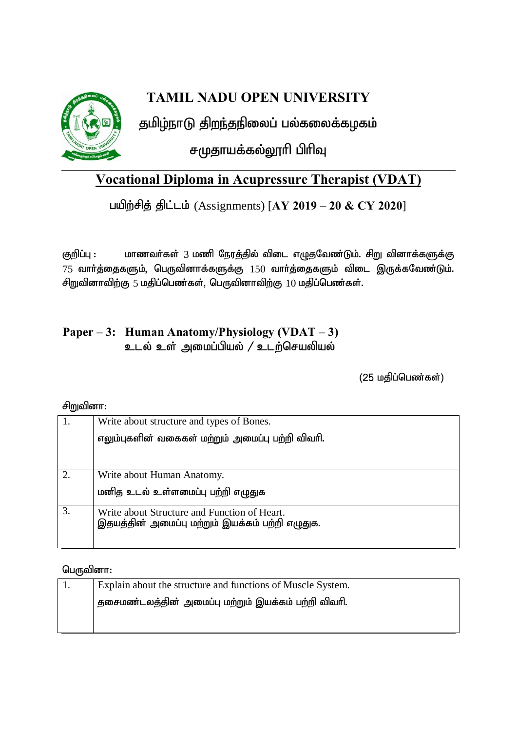# TAMIL NADU OPEN UNIVERSITY

## தமிழ்நாடு திறந்தநிலைப் பல்கலைக்கழகம்

## சமுதாயக்கல்லூரி பிரிவு

## Vocational Diploma in Acupressure Therapist (VDAT)

பயிற்சித் திட்டம் (Assignments) [**AY 2019 – 20 & CY 2020**]

குறிப்பு : மாணவர்கள் 3 மணி நேரத்தில் விடை எழுதவேண்டும். சிறு வினாக்களுக்கு 75 வார்த்தைகளும், பெருவினாக்களுக்கு 150 வார்த்தைகளும் விடை இருக்கவேண்டும். சிறுவினாவிற்கு 5 மதிப்பெண்கள், பெருவினாவிற்கு 10 மதிப்பெண்கள்.

### Paper – 3: Human Anatomy/Physiology (VDAT – 3)
### உடல் உள் அமைப்பியல் / உடற்செயலியல்

(25 மதிப்பெண்கள்)

சிறுவினா:

| | |
|---|---|
| 1. | Write about structure and types of Bones.<br>எலும்புகளின் வகைகள் மற்றும் அமைப்பு பற்றி விவரி. |
| 2. | Write about Human Anatomy.<br>மனித உடல் உள்ளமைப்பு பற்றி எழுதுக |
| 3. | Write about Structure and Function of Heart.<br>இதயத்தின் அமைப்பு மற்றும் இயக்கம் பற்றி எழுதுக. |

பெருவினா:

| | |
|---|---|
| 1. | Explain about the structure and functions of Muscle System.<br>தசைமண்டலத்தின் அமைப்பு மற்றும் இயக்கம் பற்றி விவரி. |